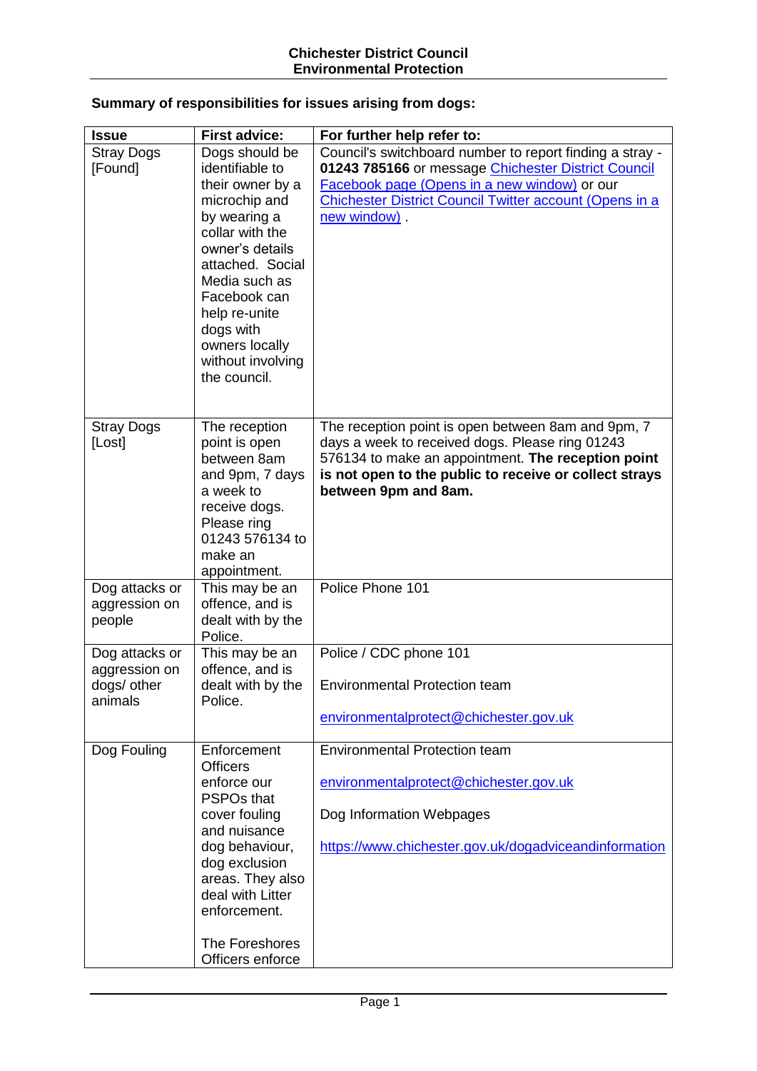**Chichester District Council**
**Environmental Protection**

**Summary of responsibilities for issues arising from dogs:**

| Issue | First advice: | For further help refer to: |
|---|---|---|
| Stray Dogs [Found] | Dogs should be identifiable to their owner by a microchip and by wearing a collar with the owner's details attached. Social Media such as Facebook can help re-unite dogs with owners locally without involving the council. | Council's switchboard number to report finding a stray - **01243 785166** or message Chichester District Council Facebook page (Opens in a new window) or our Chichester District Council Twitter account (Opens in a new window) . |
| Stray Dogs [Lost] | The reception point is open between 8am and 9pm, 7 days a week to receive dogs. Please ring 01243 576134 to make an appointment. | The reception point is open between 8am and 9pm, 7 days a week to received dogs. Please ring 01243 576134 to make an appointment. **The reception point is not open to the public to receive or collect strays between 9pm and 8am.** |
| Dog attacks or aggression on people | This may be an offence, and is dealt with by the Police. | Police Phone 101 |
| Dog attacks or aggression on dogs/ other animals | This may be an offence, and is dealt with by the Police. | Police / CDC phone 101<br><br>Environmental Protection team<br><br>environmentalprotect@chichester.gov.uk |
| Dog Fouling | Enforcement Officers enforce our PSPOs that cover fouling and nuisance dog behaviour, dog exclusion areas. They also deal with Litter enforcement.<br><br>The Foreshores Officers enforce | Environmental Protection team<br><br>environmentalprotect@chichester.gov.uk<br><br>Dog Information Webpages<br><br>https://www.chichester.gov.uk/dogadviceandinformation |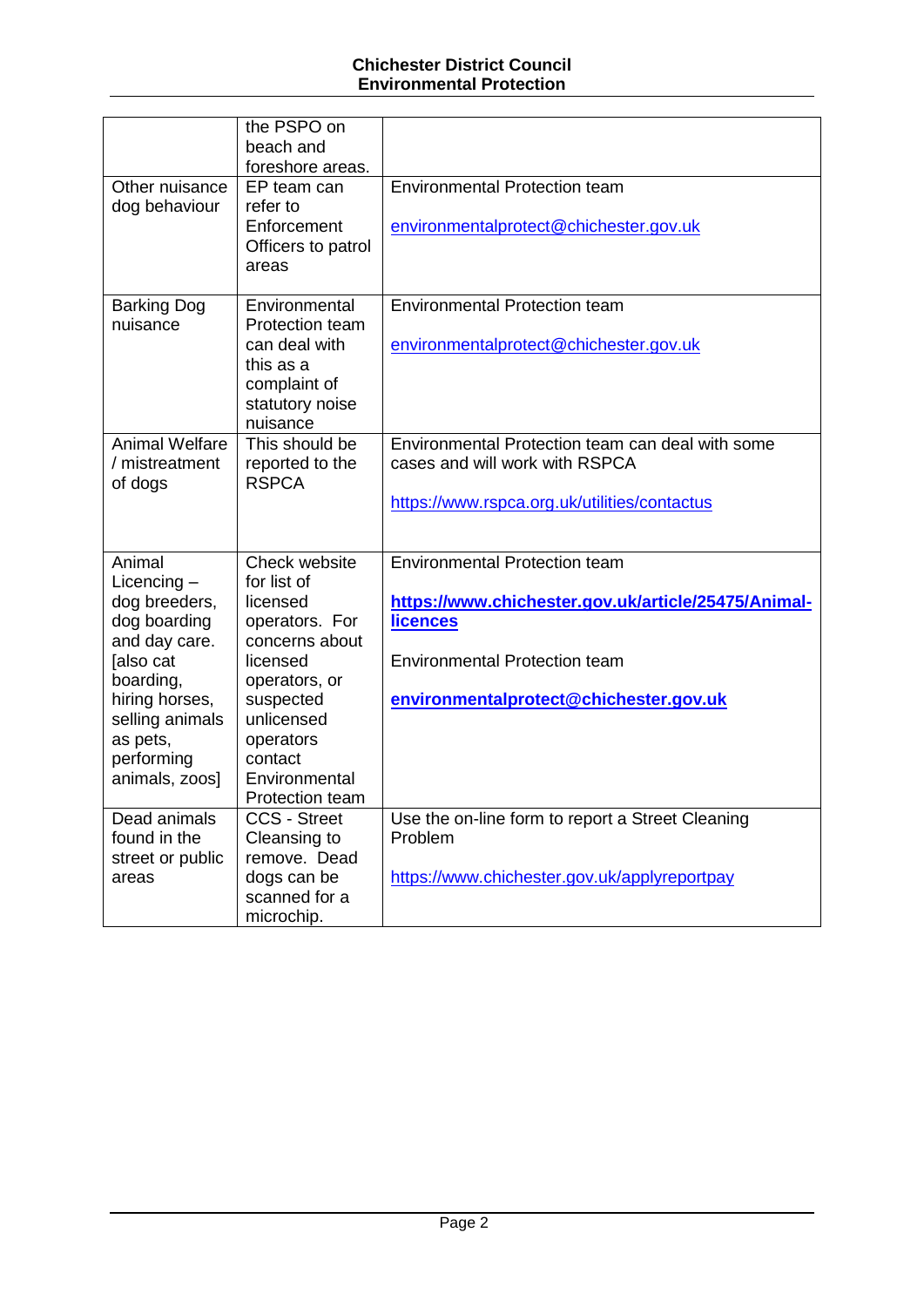| | | |
|---|---|---|
| | the PSPO on beach and foreshore areas. | |
| Other nuisance dog behaviour | EP team can refer to Enforcement Officers to patrol areas | Environmental Protection team<br><br>environmentalprotect@chichester.gov.uk |
| Barking Dog nuisance | Environmental Protection team can deal with this as a complaint of statutory noise nuisance | Environmental Protection team<br><br>environmentalprotect@chichester.gov.uk |
| Animal Welfare / mistreatment of dogs | This should be reported to the RSPCA | Environmental Protection team can deal with some cases and will work with RSPCA<br><br>https://www.rspca.org.uk/utilities/contactus |
| Animal Licencing – dog breeders, dog boarding and day care. [also cat boarding, hiring horses, selling animals as pets, performing animals, zoos] | Check website for list of licensed operators. For concerns about licensed operators, or suspected unlicensed operators contact Environmental Protection team | Environmental Protection team<br><br>**https://www.chichester.gov.uk/article/25475/Animal-licences**<br><br>Environmental Protection team<br><br>**environmentalprotect@chichester.gov.uk** |
| Dead animals found in the street or public areas | CCS - Street Cleansing to remove. Dead dogs can be scanned for a microchip. | Use the on-line form to report a Street Cleaning Problem<br><br>https://www.chichester.gov.uk/applyreportpay |